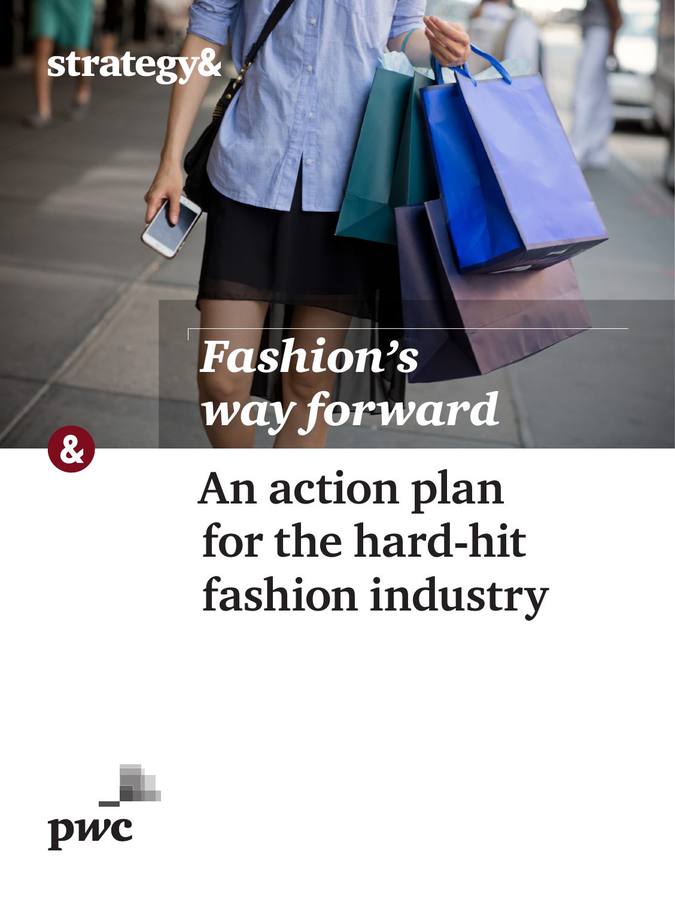strategy&

# *Fashion's way forward*

## An action plan for the hard-hit fashion industry

pwc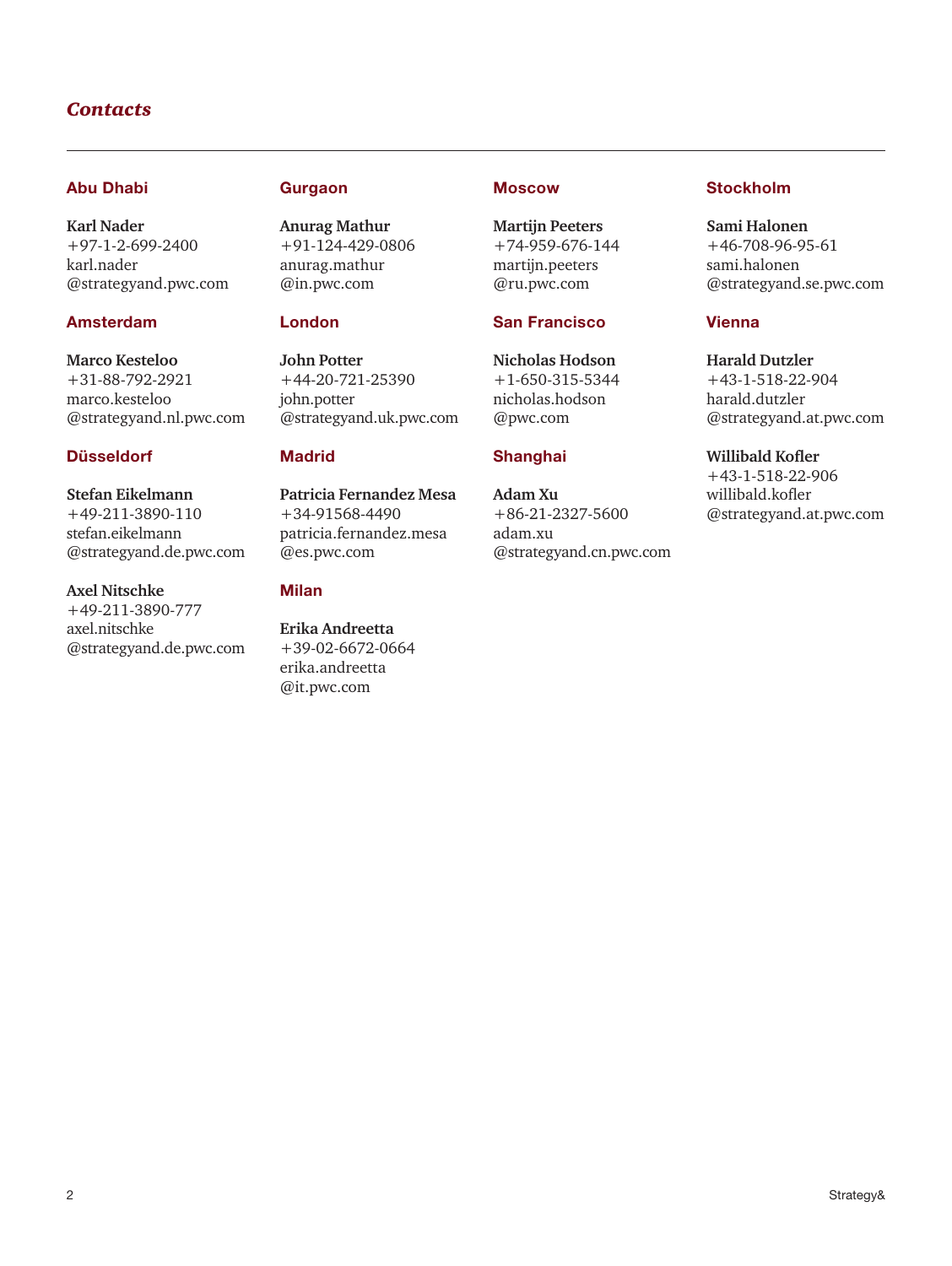# *Contacts*

### Abu Dhabi

**Karl Nader**
+97-1-2-699-2400
karl.nader
@strategyand.pwc.com

### Amsterdam

**Marco Kesteloo**
+31-88-792-2921
marco.kesteloo
@strategyand.nl.pwc.com

### Düsseldorf

**Stefan Eikelmann**
+49-211-3890-110
stefan.eikelmann
@strategyand.de.pwc.com

**Axel Nitschke**
+49-211-3890-777
axel.nitschke
@strategyand.de.pwc.com

### Gurgaon

**Anurag Mathur**
+91-124-429-0806
anurag.mathur
@in.pwc.com

### London

**John Potter**
+44-20-721-25390
john.potter
@strategyand.uk.pwc.com

### Madrid

**Patricia Fernandez Mesa**
+34-91568-4490
patricia.fernandez.mesa
@es.pwc.com

### Milan

**Erika Andreetta**
+39-02-6672-0664
erika.andreetta
@it.pwc.com

### Moscow

**Martijn Peeters**
+74-959-676-144
martijn.peeters
@ru.pwc.com

### San Francisco

**Nicholas Hodson**
+1-650-315-5344
nicholas.hodson
@pwc.com

### Shanghai

**Adam Xu**
+86-21-2327-5600
adam.xu
@strategyand.cn.pwc.com

### Stockholm

**Sami Halonen**
+46-708-96-95-61
sami.halonen
@strategyand.se.pwc.com

### Vienna

**Harald Dutzler**
+43-1-518-22-904
harald.dutzler
@strategyand.at.pwc.com

**Willibald Kofler**
+43-1-518-22-906
willibald.kofler
@strategyand.at.pwc.com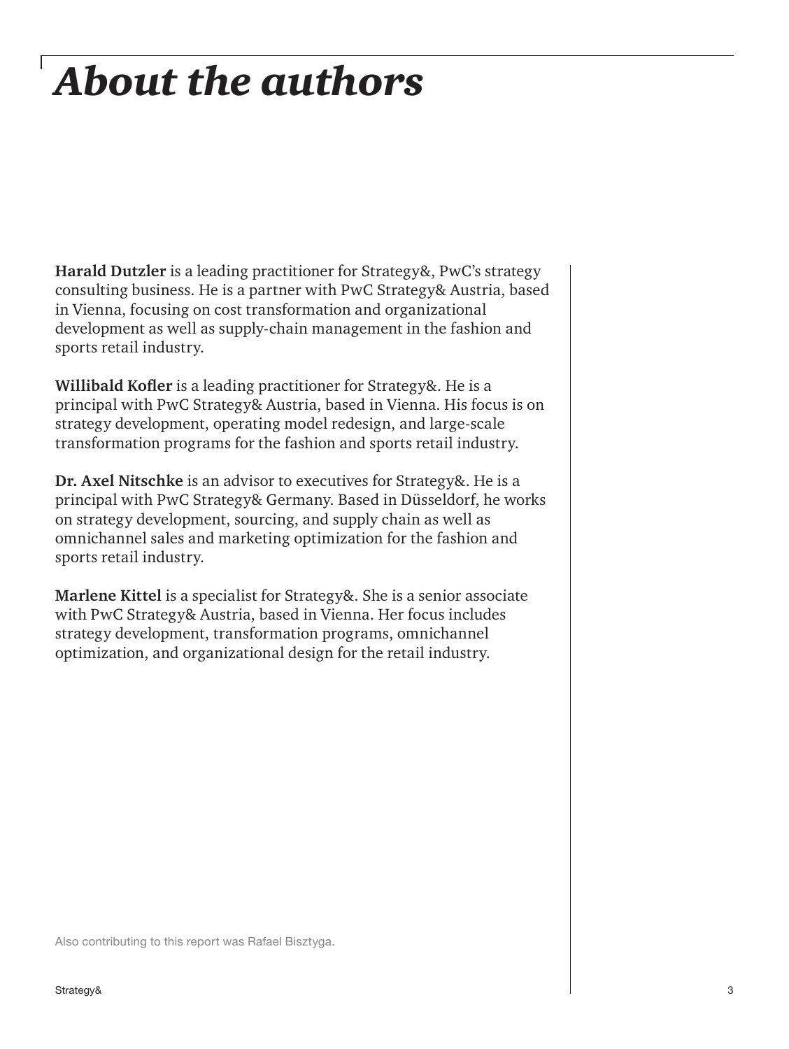# *About the authors*

**Harald Dutzler** is a leading practitioner for Strategy&, PwC's strategy consulting business. He is a partner with PwC Strategy& Austria, based in Vienna, focusing on cost transformation and organizational development as well as supply-chain management in the fashion and sports retail industry.

**Willibald Kofler** is a leading practitioner for Strategy&. He is a principal with PwC Strategy& Austria, based in Vienna. His focus is on strategy development, operating model redesign, and large-scale transformation programs for the fashion and sports retail industry.

**Dr. Axel Nitschke** is an advisor to executives for Strategy&. He is a principal with PwC Strategy& Germany. Based in Düsseldorf, he works on strategy development, sourcing, and supply chain as well as omnichannel sales and marketing optimization for the fashion and sports retail industry.

**Marlene Kittel** is a specialist for Strategy&. She is a senior associate with PwC Strategy& Austria, based in Vienna. Her focus includes strategy development, transformation programs, omnichannel optimization, and organizational design for the retail industry.

Also contributing to this report was Rafael Bisztyga.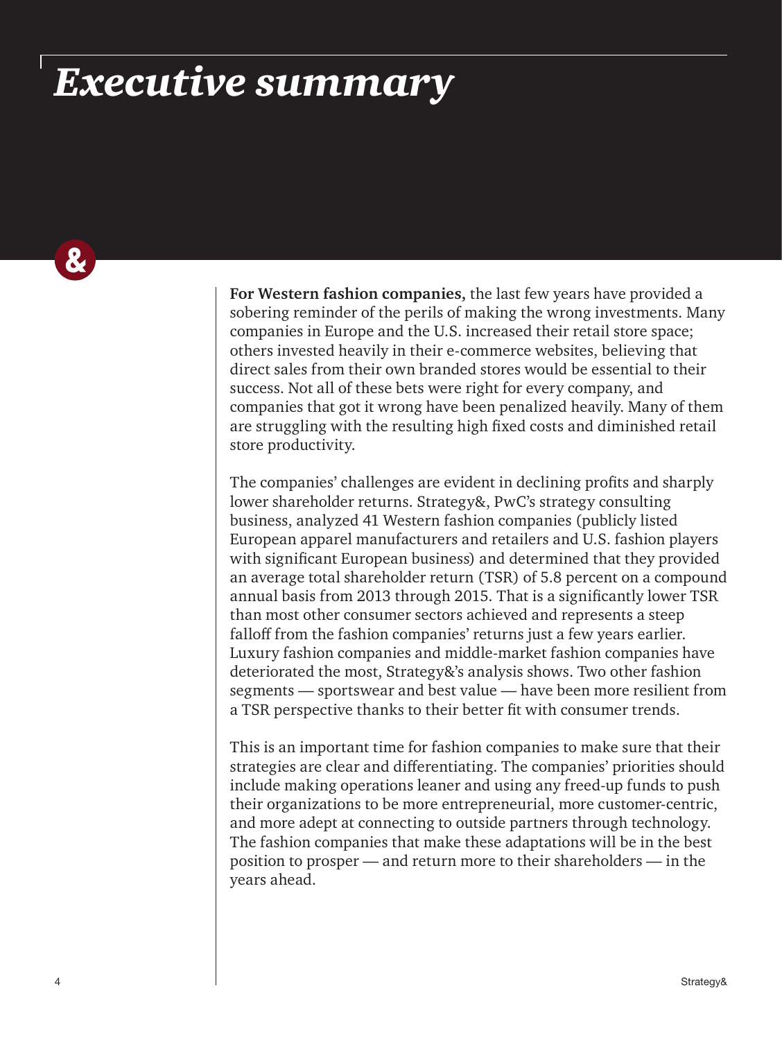# *Executive summary*

**For Western fashion companies,** the last few years have provided a sobering reminder of the perils of making the wrong investments. Many companies in Europe and the U.S. increased their retail store space; others invested heavily in their e-commerce websites, believing that direct sales from their own branded stores would be essential to their success. Not all of these bets were right for every company, and companies that got it wrong have been penalized heavily. Many of them are struggling with the resulting high fixed costs and diminished retail store productivity.

The companies' challenges are evident in declining profits and sharply lower shareholder returns. Strategy&, PwC's strategy consulting business, analyzed 41 Western fashion companies (publicly listed European apparel manufacturers and retailers and U.S. fashion players with significant European business) and determined that they provided an average total shareholder return (TSR) of 5.8 percent on a compound annual basis from 2013 through 2015. That is a significantly lower TSR than most other consumer sectors achieved and represents a steep falloff from the fashion companies' returns just a few years earlier. Luxury fashion companies and middle-market fashion companies have deteriorated the most, Strategy&'s analysis shows. Two other fashion segments — sportswear and best value — have been more resilient from a TSR perspective thanks to their better fit with consumer trends.

This is an important time for fashion companies to make sure that their strategies are clear and differentiating. The companies' priorities should include making operations leaner and using any freed-up funds to push their organizations to be more entrepreneurial, more customer-centric, and more adept at connecting to outside partners through technology. The fashion companies that make these adaptations will be in the best position to prosper — and return more to their shareholders — in the years ahead.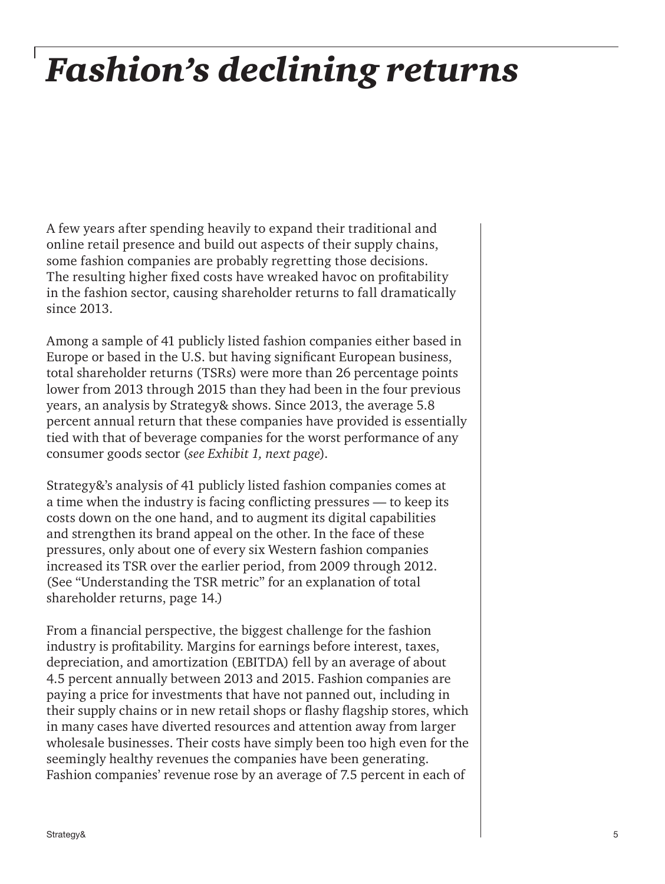# *Fashion's declining returns*

A few years after spending heavily to expand their traditional and online retail presence and build out aspects of their supply chains, some fashion companies are probably regretting those decisions. The resulting higher fixed costs have wreaked havoc on profitability in the fashion sector, causing shareholder returns to fall dramatically since 2013.

Among a sample of 41 publicly listed fashion companies either based in Europe or based in the U.S. but having significant European business, total shareholder returns (TSRs) were more than 26 percentage points lower from 2013 through 2015 than they had been in the four previous years, an analysis by Strategy& shows. Since 2013, the average 5.8 percent annual return that these companies have provided is essentially tied with that of beverage companies for the worst performance of any consumer goods sector (*see Exhibit 1, next page*).

Strategy&'s analysis of 41 publicly listed fashion companies comes at a time when the industry is facing conflicting pressures — to keep its costs down on the one hand, and to augment its digital capabilities and strengthen its brand appeal on the other. In the face of these pressures, only about one of every six Western fashion companies increased its TSR over the earlier period, from 2009 through 2012. (See "Understanding the TSR metric" for an explanation of total shareholder returns, page 14.)

From a financial perspective, the biggest challenge for the fashion industry is profitability. Margins for earnings before interest, taxes, depreciation, and amortization (EBITDA) fell by an average of about 4.5 percent annually between 2013 and 2015. Fashion companies are paying a price for investments that have not panned out, including in their supply chains or in new retail shops or flashy flagship stores, which in many cases have diverted resources and attention away from larger wholesale businesses. Their costs have simply been too high even for the seemingly healthy revenues the companies have been generating. Fashion companies' revenue rose by an average of 7.5 percent in each of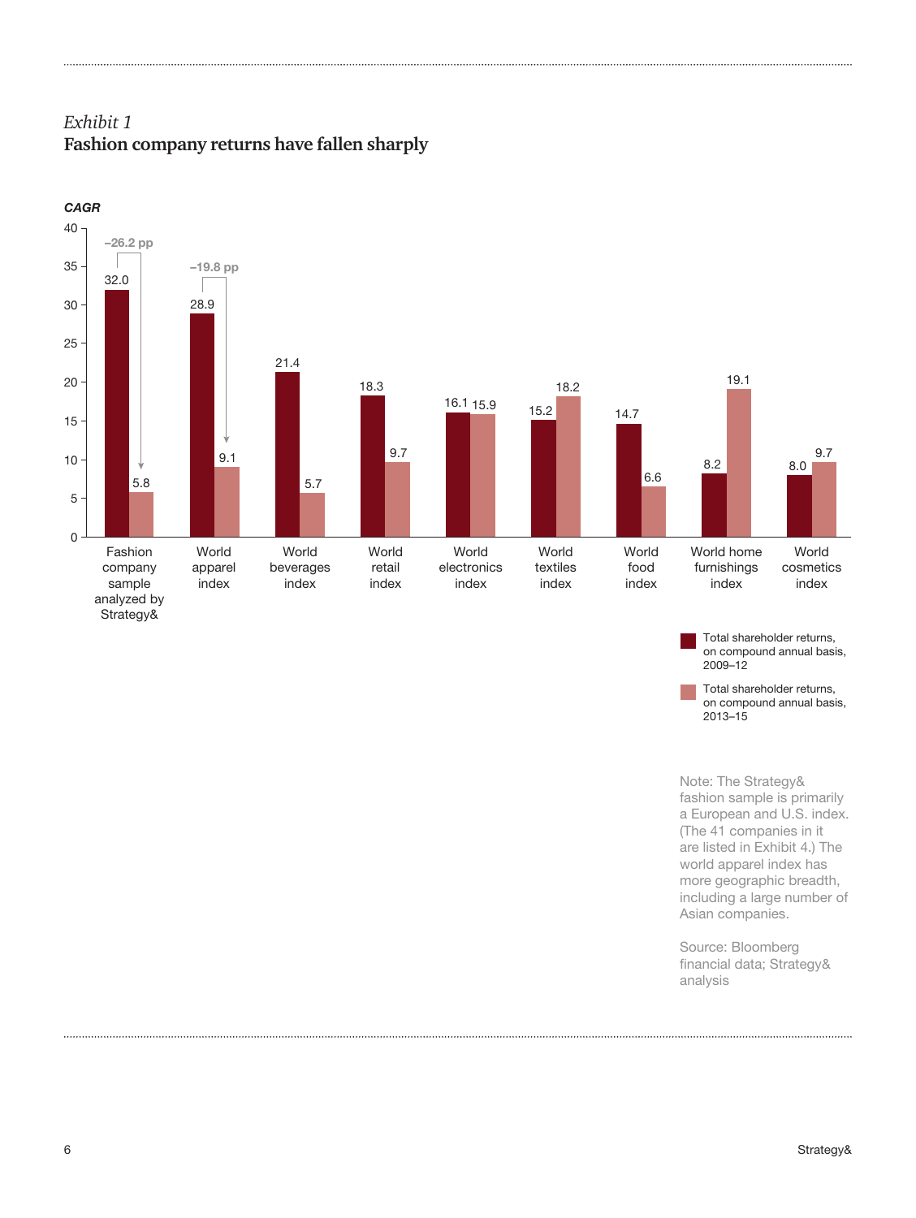*Exhibit 1*

**Fashion company returns have fallen sharply**

*CAGR*

| Index | Total shareholder returns, on compound annual basis, 2009–12 | Total shareholder returns, on compound annual basis, 2013–15 |
|---|---|---|
| Fashion company sample analyzed by Strategy& | 32.0 | 5.8 |
| World apparel index | 28.9 | 9.1 |
| World beverages index | 21.4 | 5.7 |
| World retail index | 18.3 | 9.7 |
| World electronics index | 16.1 | 15.9 |
| World textiles index | 15.2 | 18.2 |
| World food index | 14.7 | 6.6 |
| World home furnishings index | 8.2 | 19.1 |
| World cosmetics index | 8.0 | 9.7 |

Fashion company sample: –26.2 pp; World apparel index: –19.8 pp

Note: The Strategy& fashion sample is primarily a European and U.S. index. (The 41 companies in it are listed in Exhibit 4.) The world apparel index has more geographic breadth, including a large number of Asian companies.

Source: Bloomberg financial data; Strategy& analysis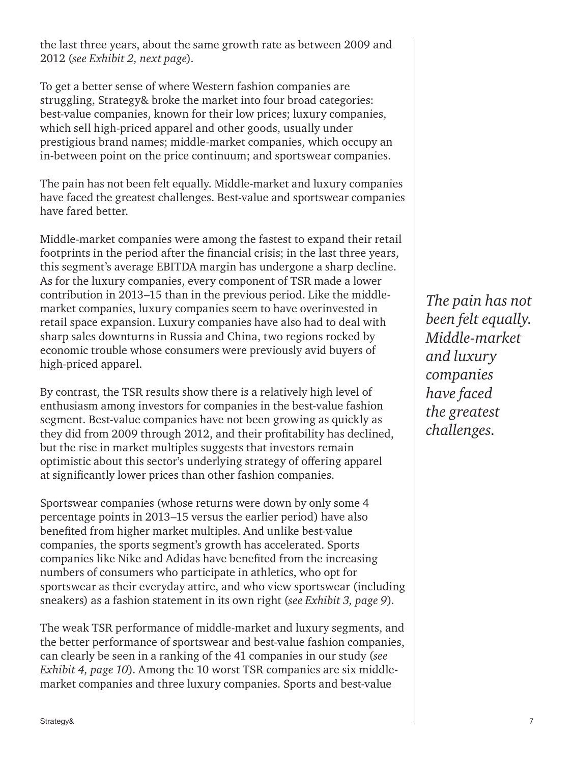the last three years, about the same growth rate as between 2009 and 2012 (*see Exhibit 2, next page*).

To get a better sense of where Western fashion companies are struggling, Strategy& broke the market into four broad categories: best-value companies, known for their low prices; luxury companies, which sell high-priced apparel and other goods, usually under prestigious brand names; middle-market companies, which occupy an in-between point on the price continuum; and sportswear companies.

The pain has not been felt equally. Middle-market and luxury companies have faced the greatest challenges. Best-value and sportswear companies have fared better.

Middle-market companies were among the fastest to expand their retail footprints in the period after the financial crisis; in the last three years, this segment's average EBITDA margin has undergone a sharp decline. As for the luxury companies, every component of TSR made a lower contribution in 2013–15 than in the previous period. Like the middle-market companies, luxury companies seem to have overinvested in retail space expansion. Luxury companies have also had to deal with sharp sales downturns in Russia and China, two regions rocked by economic trouble whose consumers were previously avid buyers of high-priced apparel.

*The pain has not been felt equally. Middle-market and luxury companies have faced the greatest challenges.*

By contrast, the TSR results show there is a relatively high level of enthusiasm among investors for companies in the best-value fashion segment. Best-value companies have not been growing as quickly as they did from 2009 through 2012, and their profitability has declined, but the rise in market multiples suggests that investors remain optimistic about this sector's underlying strategy of offering apparel at significantly lower prices than other fashion companies.

Sportswear companies (whose returns were down by only some 4 percentage points in 2013–15 versus the earlier period) have also benefited from higher market multiples. And unlike best-value companies, the sports segment's growth has accelerated. Sports companies like Nike and Adidas have benefited from the increasing numbers of consumers who participate in athletics, who opt for sportswear as their everyday attire, and who view sportswear (including sneakers) as a fashion statement in its own right (*see Exhibit 3, page 9*).

The weak TSR performance of middle-market and luxury segments, and the better performance of sportswear and best-value fashion companies, can clearly be seen in a ranking of the 41 companies in our study (*see Exhibit 4, page 10*). Among the 10 worst TSR companies are six middle-market companies and three luxury companies. Sports and best-value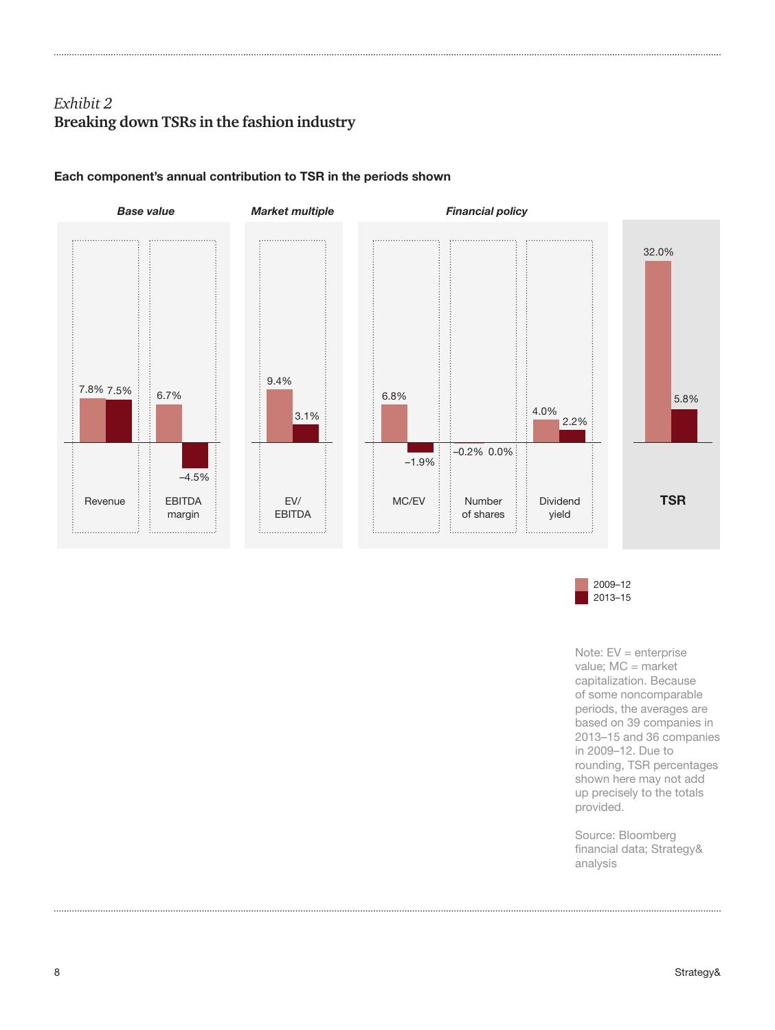*Exhibit 2*
**Breaking down TSRs in the fashion industry**

**Each component's annual contribution to TSR in the periods shown**

| Category | Component | 2009–12 | 2013–15 |
|---|---|---|---|
| *Base value* | Revenue | 7.8% | 7.5% |
| | EBITDA margin | 6.7% | –4.5% |
| *Market multiple* | EV/EBITDA | 9.4% | 3.1% |
| *Financial policy* | MC/EV | 6.8% | –1.9% |
| | Number of shares | –0.2% | 0.0% |
| | Dividend yield | 4.0% | 2.2% |
| | **TSR** | 32.0% | 5.8% |

Note: EV = enterprise value; MC = market capitalization. Because of some noncomparable periods, the averages are based on 39 companies in 2013–15 and 36 companies in 2009–12. Due to rounding, TSR percentages shown here may not add up precisely to the totals provided.

Source: Bloomberg financial data; Strategy& analysis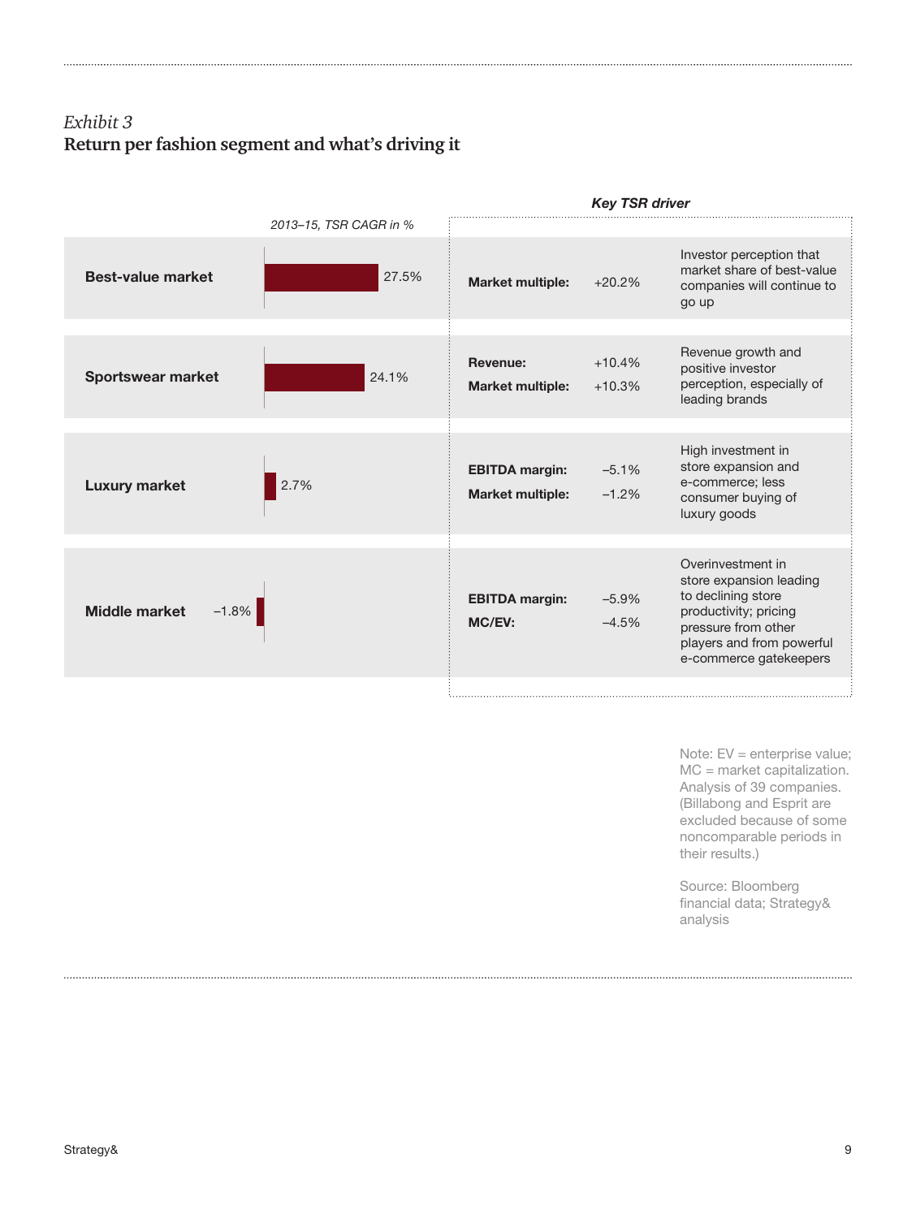*Exhibit 3*

**Return per fashion segment and what's driving it**

| Segment | 2013–15, TSR CAGR in % | Key TSR driver | | Explanation |
|---|---|---|---|---|
| **Best-value market** | 27.5% | **Market multiple:** | +20.2% | Investor perception that market share of best-value companies will continue to go up |
| **Sportswear market** | 24.1% | **Revenue:**<br>**Market multiple:** | +10.4%<br>+10.3% | Revenue growth and positive investor perception, especially of leading brands |
| **Luxury market** | 2.7% | **EBITDA margin:**<br>**Market multiple:** | –5.1%<br>–1.2% | High investment in store expansion and e-commerce; less consumer buying of luxury goods |
| **Middle market** | –1.8% | **EBITDA margin:**<br>**MC/EV:** | –5.9%<br>–4.5% | Overinvestment in store expansion leading to declining store productivity; pricing pressure from other players and from powerful e-commerce gatekeepers |

Note: EV = enterprise value; MC = market capitalization. Analysis of 39 companies. (Billabong and Esprit are excluded because of some noncomparable periods in their results.)

Source: Bloomberg financial data; Strategy& analysis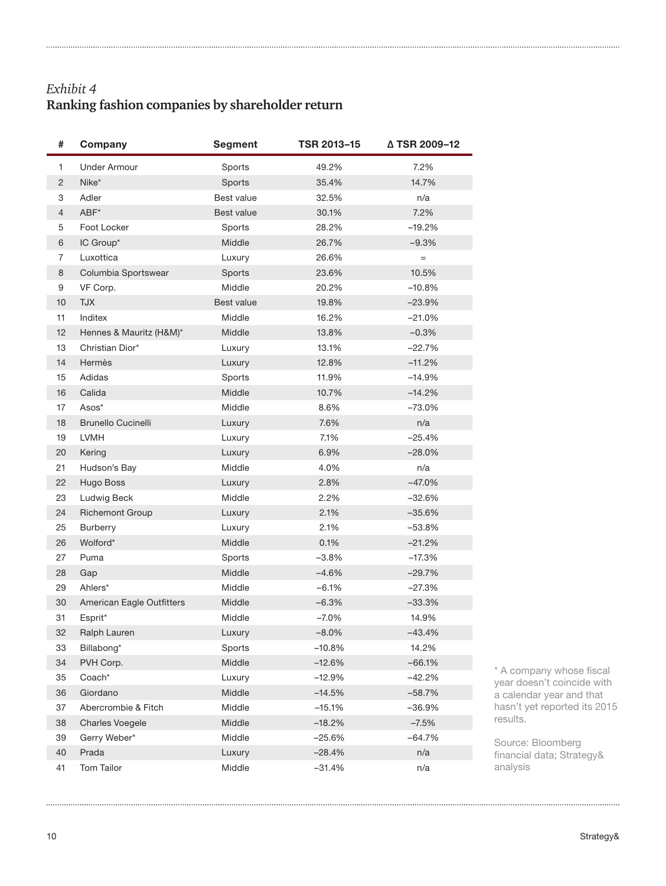*Exhibit 4*
**Ranking fashion companies by shareholder return**

| # | Company | Segment | TSR 2013–15 | Δ TSR 2009–12 |
|---|---|---|---|---|
| 1 | Under Armour | Sports | 49.2% | 7.2% |
| 2 | Nike* | Sports | 35.4% | 14.7% |
| 3 | Adler | Best value | 32.5% | n/a |
| 4 | ABF* | Best value | 30.1% | 7.2% |
| 5 | Foot Locker | Sports | 28.2% | –19.2% |
| 6 | IC Group* | Middle | 26.7% | –9.3% |
| 7 | Luxottica | Luxury | 26.6% | = |
| 8 | Columbia Sportswear | Sports | 23.6% | 10.5% |
| 9 | VF Corp. | Middle | 20.2% | –10.8% |
| 10 | TJX | Best value | 19.8% | –23.9% |
| 11 | Inditex | Middle | 16.2% | –21.0% |
| 12 | Hennes & Mauritz (H&M)* | Middle | 13.8% | –0.3% |
| 13 | Christian Dior* | Luxury | 13.1% | –22.7% |
| 14 | Hermès | Luxury | 12.8% | –11.2% |
| 15 | Adidas | Sports | 11.9% | –14.9% |
| 16 | Calida | Middle | 10.7% | –14.2% |
| 17 | Asos* | Middle | 8.6% | –73.0% |
| 18 | Brunello Cucinelli | Luxury | 7.6% | n/a |
| 19 | LVMH | Luxury | 7.1% | –25.4% |
| 20 | Kering | Luxury | 6.9% | –28.0% |
| 21 | Hudson's Bay | Middle | 4.0% | n/a |
| 22 | Hugo Boss | Luxury | 2.8% | –47.0% |
| 23 | Ludwig Beck | Middle | 2.2% | –32.6% |
| 24 | Richemont Group | Luxury | 2.1% | –35.6% |
| 25 | Burberry | Luxury | 2.1% | –53.8% |
| 26 | Wolford* | Middle | 0.1% | –21.2% |
| 27 | Puma | Sports | –3.8% | –17.3% |
| 28 | Gap | Middle | –4.6% | –29.7% |
| 29 | Ahlers* | Middle | –6.1% | –27.3% |
| 30 | American Eagle Outfitters | Middle | –6.3% | –33.3% |
| 31 | Esprit* | Middle | –7.0% | 14.9% |
| 32 | Ralph Lauren | Luxury | –8.0% | –43.4% |
| 33 | Billabong* | Sports | –10.8% | 14.2% |
| 34 | PVH Corp. | Middle | –12.6% | –66.1% |
| 35 | Coach* | Luxury | –12.9% | –42.2% |
| 36 | Giordano | Middle | –14.5% | –58.7% |
| 37 | Abercrombie & Fitch | Middle | –15.1% | –36.9% |
| 38 | Charles Voegele | Middle | –18.2% | –7.5% |
| 39 | Gerry Weber* | Middle | –25.6% | –64.7% |
| 40 | Prada | Luxury | –28.4% | n/a |
| 41 | Tom Tailor | Middle | –31.4% | n/a |

* A company whose fiscal year doesn't coincide with a calendar year and that hasn't yet reported its 2015 results.

Source: Bloomberg financial data; Strategy& analysis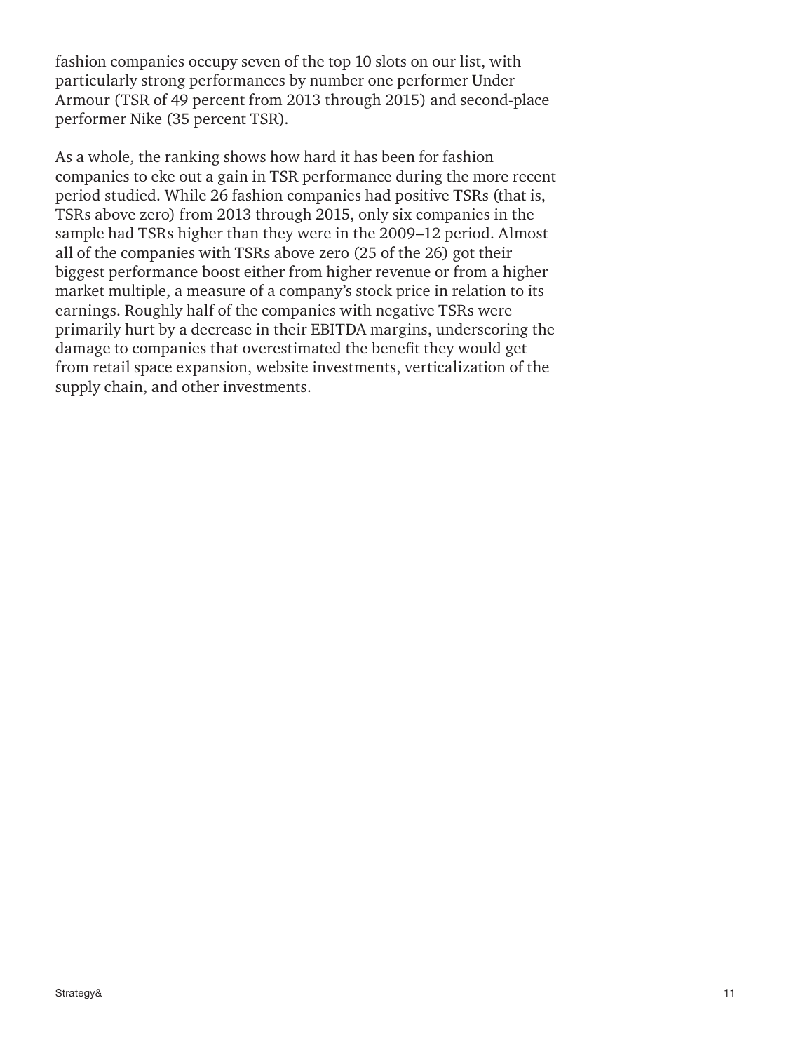fashion companies occupy seven of the top 10 slots on our list, with particularly strong performances by number one performer Under Armour (TSR of 49 percent from 2013 through 2015) and second-place performer Nike (35 percent TSR).

As a whole, the ranking shows how hard it has been for fashion companies to eke out a gain in TSR performance during the more recent period studied. While 26 fashion companies had positive TSRs (that is, TSRs above zero) from 2013 through 2015, only six companies in the sample had TSRs higher than they were in the 2009–12 period. Almost all of the companies with TSRs above zero (25 of the 26) got their biggest performance boost either from higher revenue or from a higher market multiple, a measure of a company's stock price in relation to its earnings. Roughly half of the companies with negative TSRs were primarily hurt by a decrease in their EBITDA margins, underscoring the damage to companies that overestimated the benefit they would get from retail space expansion, website investments, verticalization of the supply chain, and other investments.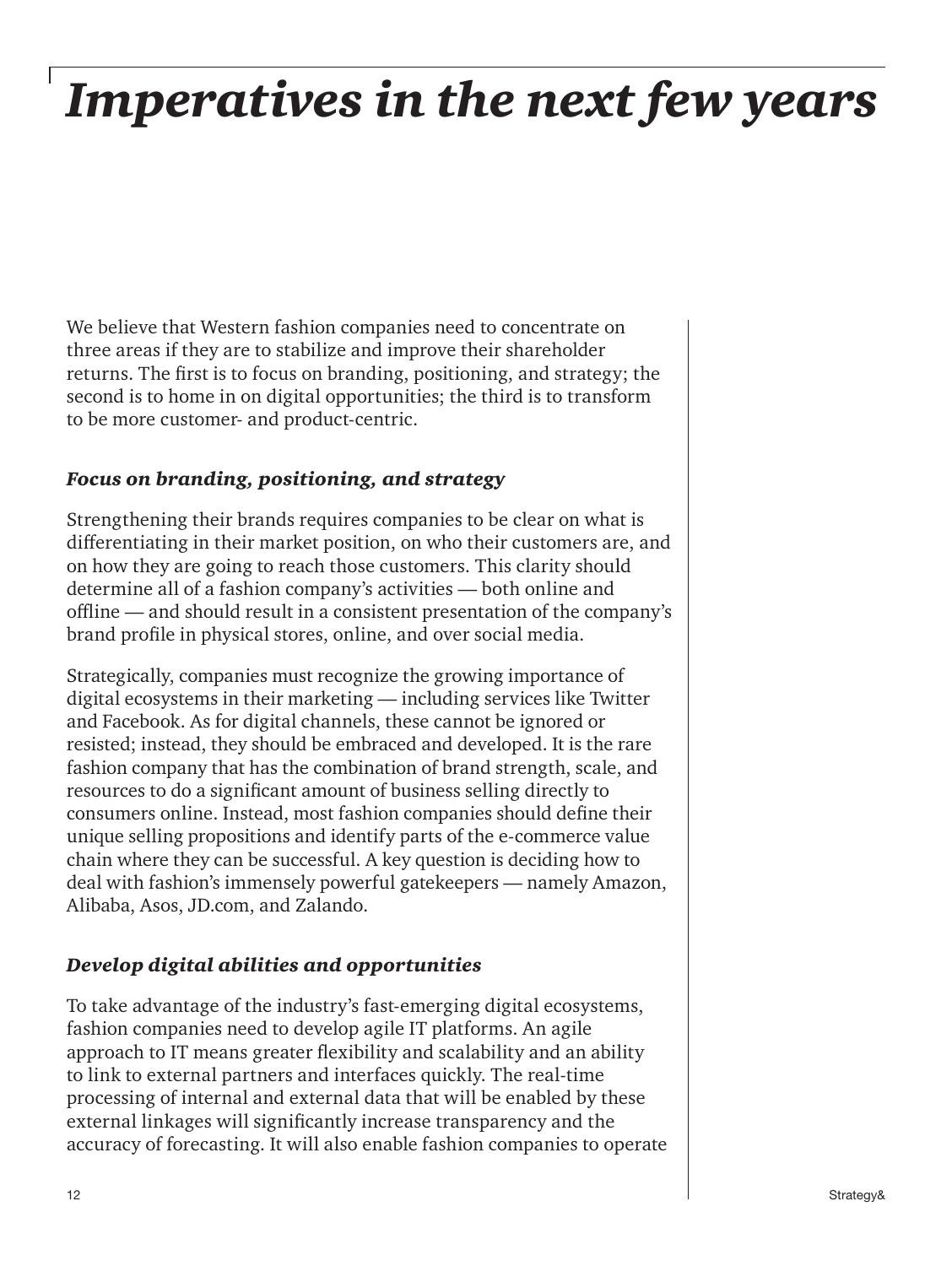# *Imperatives in the next few years*

We believe that Western fashion companies need to concentrate on three areas if they are to stabilize and improve their shareholder returns. The first is to focus on branding, positioning, and strategy; the second is to home in on digital opportunities; the third is to transform to be more customer- and product-centric.

### *Focus on branding, positioning, and strategy*

Strengthening their brands requires companies to be clear on what is differentiating in their market position, on who their customers are, and on how they are going to reach those customers. This clarity should determine all of a fashion company's activities — both online and offline — and should result in a consistent presentation of the company's brand profile in physical stores, online, and over social media.

Strategically, companies must recognize the growing importance of digital ecosystems in their marketing — including services like Twitter and Facebook. As for digital channels, these cannot be ignored or resisted; instead, they should be embraced and developed. It is the rare fashion company that has the combination of brand strength, scale, and resources to do a significant amount of business selling directly to consumers online. Instead, most fashion companies should define their unique selling propositions and identify parts of the e-commerce value chain where they can be successful. A key question is deciding how to deal with fashion's immensely powerful gatekeepers — namely Amazon, Alibaba, Asos, JD.com, and Zalando.

### *Develop digital abilities and opportunities*

To take advantage of the industry's fast-emerging digital ecosystems, fashion companies need to develop agile IT platforms. An agile approach to IT means greater flexibility and scalability and an ability to link to external partners and interfaces quickly. The real-time processing of internal and external data that will be enabled by these external linkages will significantly increase transparency and the accuracy of forecasting. It will also enable fashion companies to operate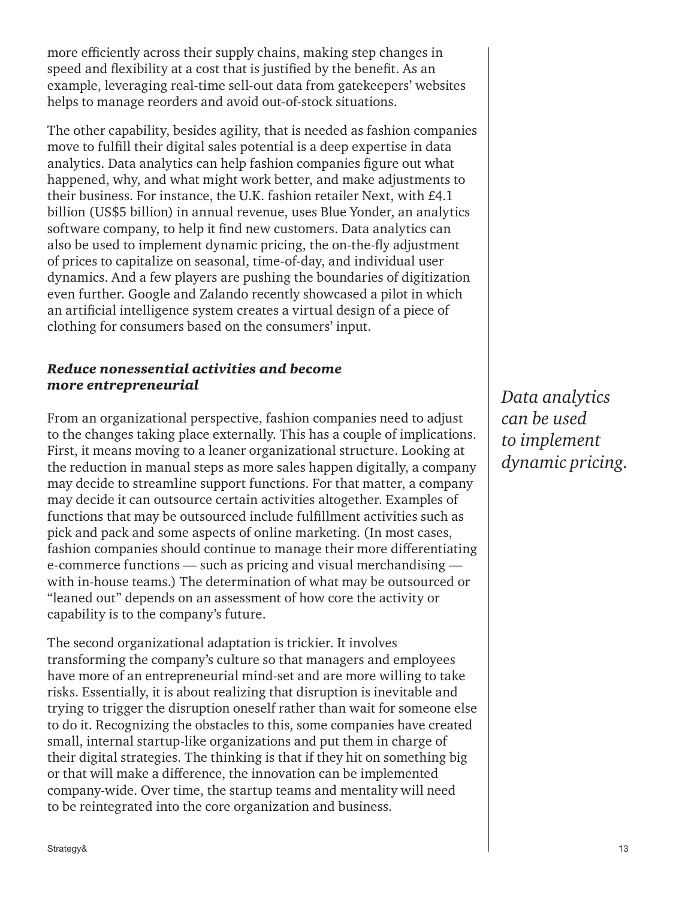more efficiently across their supply chains, making step changes in speed and flexibility at a cost that is justified by the benefit. As an example, leveraging real-time sell-out data from gatekeepers' websites helps to manage reorders and avoid out-of-stock situations.

The other capability, besides agility, that is needed as fashion companies move to fulfill their digital sales potential is a deep expertise in data analytics. Data analytics can help fashion companies figure out what happened, why, and what might work better, and make adjustments to their business. For instance, the U.K. fashion retailer Next, with £4.1 billion (US$5 billion) in annual revenue, uses Blue Yonder, an analytics software company, to help it find new customers. Data analytics can also be used to implement dynamic pricing, the on-the-fly adjustment of prices to capitalize on seasonal, time-of-day, and individual user dynamics. And a few players are pushing the boundaries of digitization even further. Google and Zalando recently showcased a pilot in which an artificial intelligence system creates a virtual design of a piece of clothing for consumers based on the consumers' input.

### *Reduce nonessential activities and become more entrepreneurial*

From an organizational perspective, fashion companies need to adjust to the changes taking place externally. This has a couple of implications. First, it means moving to a leaner organizational structure. Looking at the reduction in manual steps as more sales happen digitally, a company may decide to streamline support functions. For that matter, a company may decide it can outsource certain activities altogether. Examples of functions that may be outsourced include fulfillment activities such as pick and pack and some aspects of online marketing. (In most cases, fashion companies should continue to manage their more differentiating e-commerce functions — such as pricing and visual merchandising — with in-house teams.) The determination of what may be outsourced or "leaned out" depends on an assessment of how core the activity or capability is to the company's future.

*Data analytics can be used to implement dynamic pricing.*

The second organizational adaptation is trickier. It involves transforming the company's culture so that managers and employees have more of an entrepreneurial mind-set and are more willing to take risks. Essentially, it is about realizing that disruption is inevitable and trying to trigger the disruption oneself rather than wait for someone else to do it. Recognizing the obstacles to this, some companies have created small, internal startup-like organizations and put them in charge of their digital strategies. The thinking is that if they hit on something big or that will make a difference, the innovation can be implemented company-wide. Over time, the startup teams and mentality will need to be reintegrated into the core organization and business.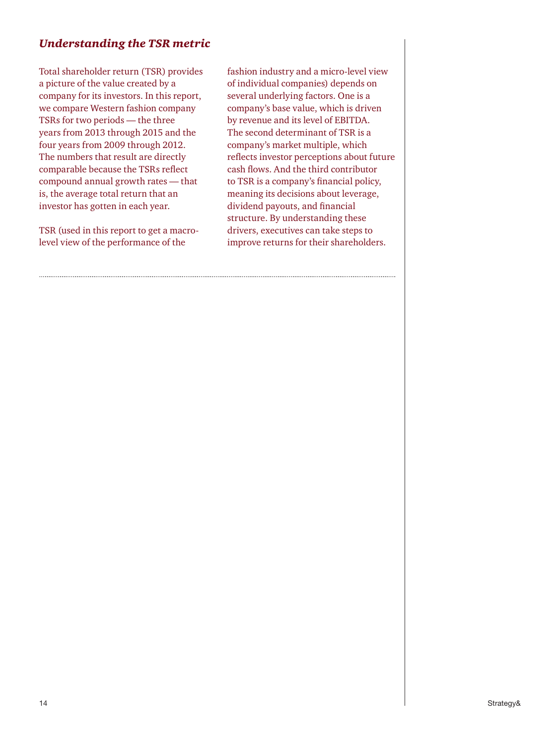## *Understanding the TSR metric*

Total shareholder return (TSR) provides a picture of the value created by a company for its investors. In this report, we compare Western fashion company TSRs for two periods — the three years from 2013 through 2015 and the four years from 2009 through 2012. The numbers that result are directly comparable because the TSRs reflect compound annual growth rates — that is, the average total return that an investor has gotten in each year.

TSR (used in this report to get a macro-level view of the performance of the fashion industry and a micro-level view of individual companies) depends on several underlying factors. One is a company's base value, which is driven by revenue and its level of EBITDA. The second determinant of TSR is a company's market multiple, which reflects investor perceptions about future cash flows. And the third contributor to TSR is a company's financial policy, meaning its decisions about leverage, dividend payouts, and financial structure. By understanding these drivers, executives can take steps to improve returns for their shareholders.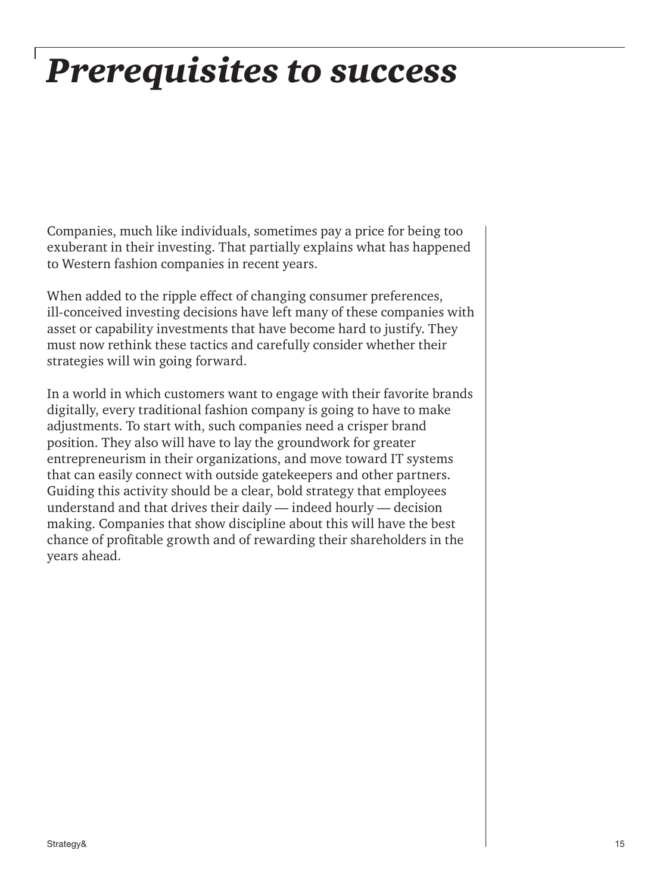# *Prerequisites to success*

Companies, much like individuals, sometimes pay a price for being too exuberant in their investing. That partially explains what has happened to Western fashion companies in recent years.

When added to the ripple effect of changing consumer preferences, ill-conceived investing decisions have left many of these companies with asset or capability investments that have become hard to justify. They must now rethink these tactics and carefully consider whether their strategies will win going forward.

In a world in which customers want to engage with their favorite brands digitally, every traditional fashion company is going to have to make adjustments. To start with, such companies need a crisper brand position. They also will have to lay the groundwork for greater entrepreneurism in their organizations, and move toward IT systems that can easily connect with outside gatekeepers and other partners. Guiding this activity should be a clear, bold strategy that employees understand and that drives their daily — indeed hourly — decision making. Companies that show discipline about this will have the best chance of profitable growth and of rewarding their shareholders in the years ahead.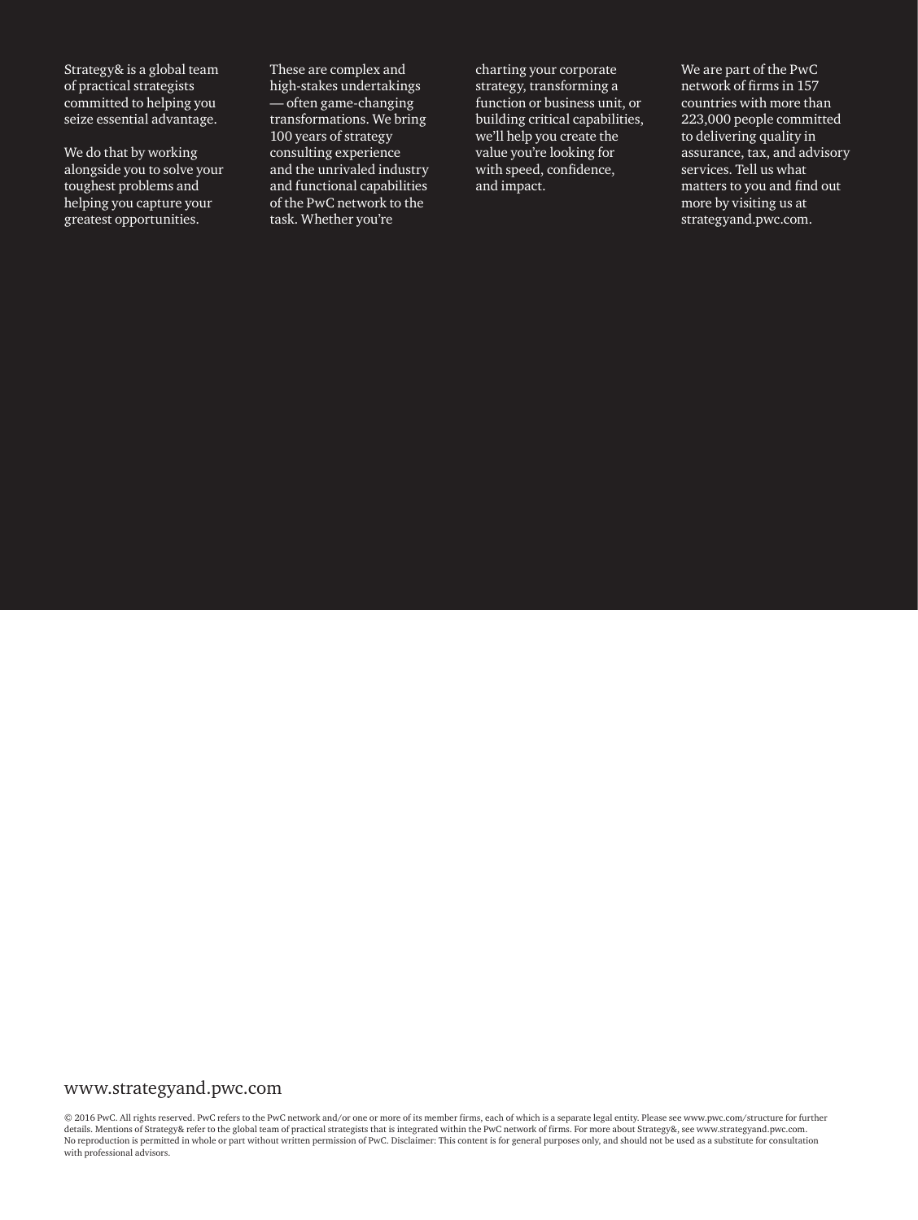Strategy& is a global team of practical strategists committed to helping you seize essential advantage.

We do that by working alongside you to solve your toughest problems and helping you capture your greatest opportunities.

These are complex and high-stakes undertakings — often game-changing transformations. We bring 100 years of strategy consulting experience and the unrivaled industry and functional capabilities of the PwC network to the task. Whether you're charting your corporate strategy, transforming a function or business unit, or building critical capabilities, we'll help you create the value you're looking for with speed, confidence, and impact.

We are part of the PwC network of firms in 157 countries with more than 223,000 people committed to delivering quality in assurance, tax, and advisory services. Tell us what matters to you and find out more by visiting us at strategyand.pwc.com.

www.strategyand.pwc.com

© 2016 PwC. All rights reserved. PwC refers to the PwC network and/or one or more of its member firms, each of which is a separate legal entity. Please see www.pwc.com/structure for further details. Mentions of Strategy& refer to the global team of practical strategists that is integrated within the PwC network of firms. For more about Strategy&, see www.strategyand.pwc.com. No reproduction is permitted in whole or part without written permission of PwC. Disclaimer: This content is for general purposes only, and should not be used as a substitute for consultation with professional advisors.